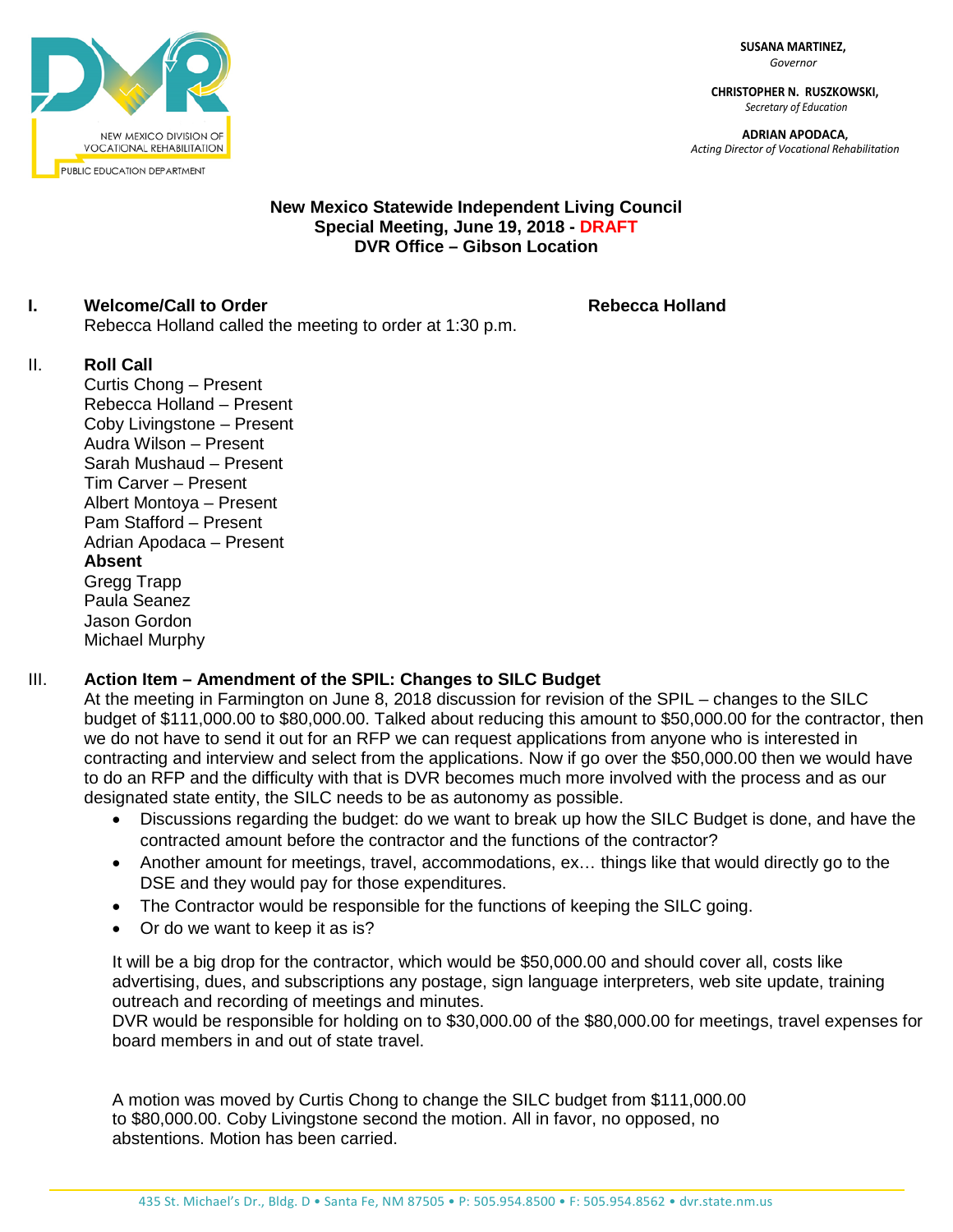NEW MEXICO DIVISION OF VOCATIONAL REHABILITATION
PUBLIC EDUCATION DEPARTMENT

**SUSANA MARTINEZ,**
*Governor*

**CHRISTOPHER N. RUSZKOWSKI,**
*Secretary of Education*

**ADRIAN APODACA,**
*Acting Director of Vocational Rehabilitation*

**New Mexico Statewide Independent Living Council**
**Special Meeting, June 19, 2018 - DRAFT**
**DVR Office – Gibson Location**

## I. Welcome/Call to Order — Rebecca Holland

Rebecca Holland called the meeting to order at 1:30 p.m.

## II. Roll Call

Curtis Chong – Present
Rebecca Holland – Present
Coby Livingstone – Present
Audra Wilson – Present
Sarah Mushaud – Present
Tim Carver – Present
Albert Montoya – Present
Pam Stafford – Present
Adrian Apodaca – Present

**Absent**

Gregg Trapp
Paula Seanez
Jason Gordon
Michael Murphy

## III. Action Item – Amendment of the SPIL: Changes to SILC Budget

At the meeting in Farmington on June 8, 2018 discussion for revision of the SPIL – changes to the SILC budget of $111,000.00 to $80,000.00. Talked about reducing this amount to $50,000.00 for the contractor, then we do not have to send it out for an RFP we can request applications from anyone who is interested in contracting and interview and select from the applications. Now if go over the $50,000.00 then we would have to do an RFP and the difficulty with that is DVR becomes much more involved with the process and as our designated state entity, the SILC needs to be as autonomy as possible.

- Discussions regarding the budget: do we want to break up how the SILC Budget is done, and have the contracted amount before the contractor and the functions of the contractor?
- Another amount for meetings, travel, accommodations, ex… things like that would directly go to the DSE and they would pay for those expenditures.
- The Contractor would be responsible for the functions of keeping the SILC going.
- Or do we want to keep it as is?

It will be a big drop for the contractor, which would be $50,000.00 and should cover all, costs like advertising, dues, and subscriptions any postage, sign language interpreters, web site update, training outreach and recording of meetings and minutes.
DVR would be responsible for holding on to $30,000.00 of the $80,000.00 for meetings, travel expenses for board members in and out of state travel.

A motion was moved by Curtis Chong to change the SILC budget from $111,000.00 to $80,000.00. Coby Livingstone second the motion. All in favor, no opposed, no abstentions. Motion has been carried.

435 St. Michael's Dr., Bldg. D • Santa Fe, NM 87505 • P: 505.954.8500 • F: 505.954.8562 • dvr.state.nm.us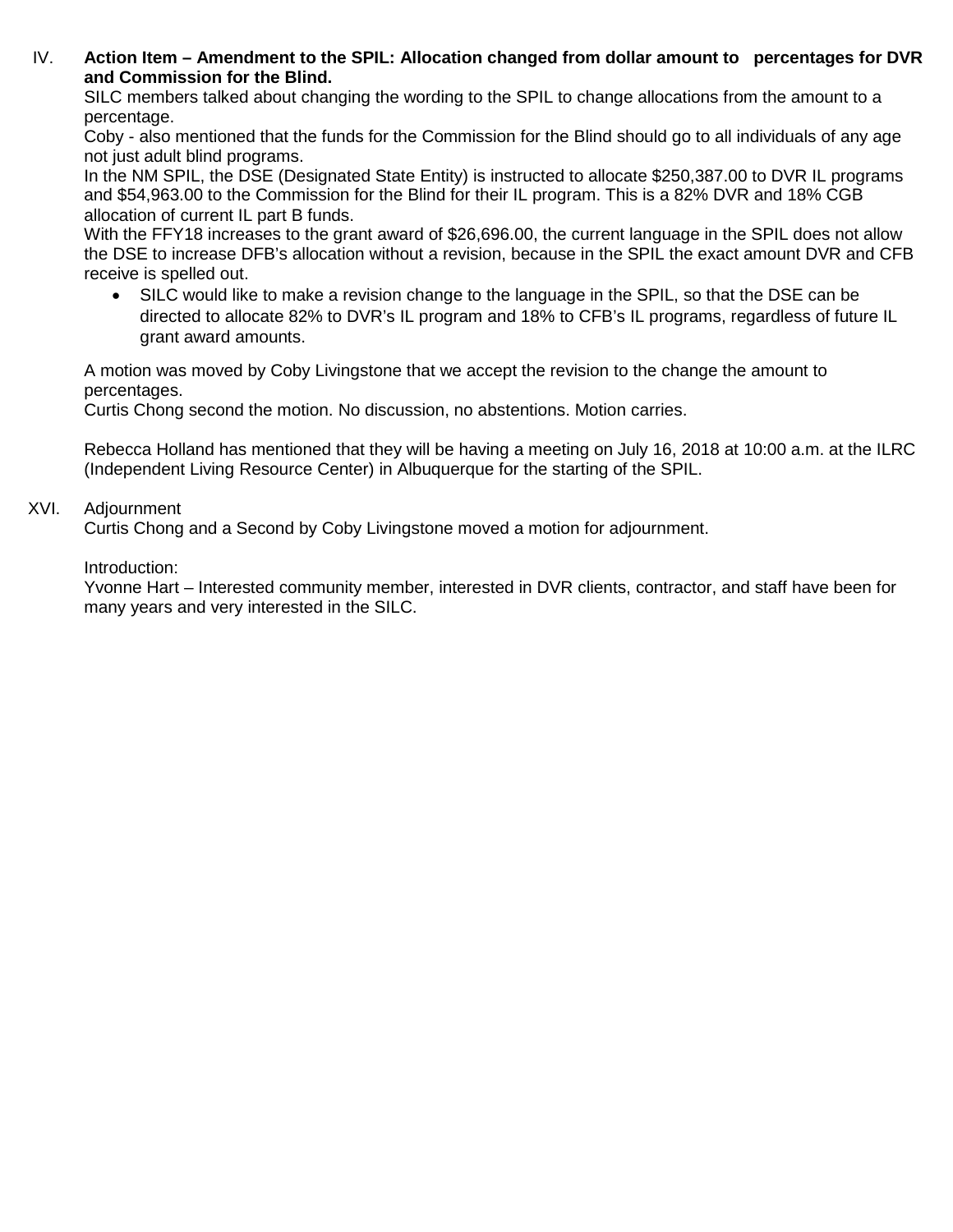IV. **Action Item – Amendment to the SPIL: Allocation changed from dollar amount to percentages for DVR and Commission for the Blind.**

SILC members talked about changing the wording to the SPIL to change allocations from the amount to a percentage.

Coby - also mentioned that the funds for the Commission for the Blind should go to all individuals of any age not just adult blind programs.

In the NM SPIL, the DSE (Designated State Entity) is instructed to allocate $250,387.00 to DVR IL programs and $54,963.00 to the Commission for the Blind for their IL program. This is a 82% DVR and 18% CGB allocation of current IL part B funds.

With the FFY18 increases to the grant award of $26,696.00, the current language in the SPIL does not allow the DSE to increase DFB's allocation without a revision, because in the SPIL the exact amount DVR and CFB receive is spelled out.

- SILC would like to make a revision change to the language in the SPIL, so that the DSE can be directed to allocate 82% to DVR's IL program and 18% to CFB's IL programs, regardless of future IL grant award amounts.

A motion was moved by Coby Livingstone that we accept the revision to the change the amount to percentages.

Curtis Chong second the motion. No discussion, no abstentions. Motion carries.

Rebecca Holland has mentioned that they will be having a meeting on July 16, 2018 at 10:00 a.m. at the ILRC (Independent Living Resource Center) in Albuquerque for the starting of the SPIL.

XVI. Adjournment

Curtis Chong and a Second by Coby Livingstone moved a motion for adjournment.

Introduction:

Yvonne Hart – Interested community member, interested in DVR clients, contractor, and staff have been for many years and very interested in the SILC.